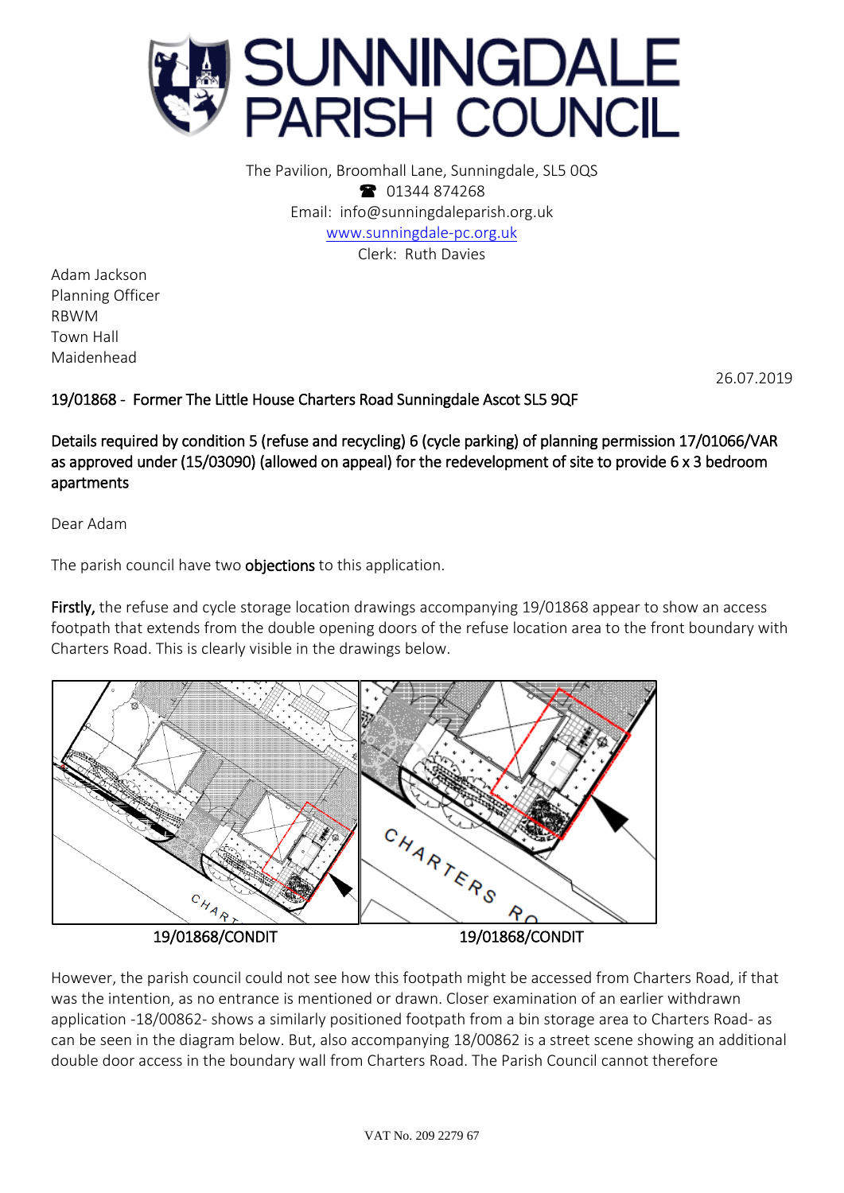# SUNNINGDALE PARISH COUNCIL

The Pavilion, Broomhall Lane, Sunningdale, SL5 0QS
☎ 01344 874268
Email: info@sunningdaleparish.org.uk
www.sunningdale-pc.org.uk
Clerk: Ruth Davies

Adam Jackson
Planning Officer
RBWM
Town Hall
Maidenhead

26.07.2019

**19/01868 - Former The Little House Charters Road Sunningdale Ascot SL5 9QF**

**Details required by condition 5 (refuse and recycling) 6 (cycle parking) of planning permission 17/01066/VAR as approved under (15/03090) (allowed on appeal) for the redevelopment of site to provide 6 x 3 bedroom apartments**

Dear Adam

The parish council have two **objections** to this application.

**Firstly,** the refuse and cycle storage location drawings accompanying 19/01868 appear to show an access footpath that extends from the double opening doors of the refuse location area to the front boundary with Charters Road. This is clearly visible in the drawings below.

19/01868/CONDIT 19/01868/CONDIT

However, the parish council could not see how this footpath might be accessed from Charters Road, if that was the intention, as no entrance is mentioned or drawn. Closer examination of an earlier withdrawn application -18/00862- shows a similarly positioned footpath from a bin storage area to Charters Road- as can be seen in the diagram below. But, also accompanying 18/00862 is a street scene showing an additional double door access in the boundary wall from Charters Road. The Parish Council cannot therefore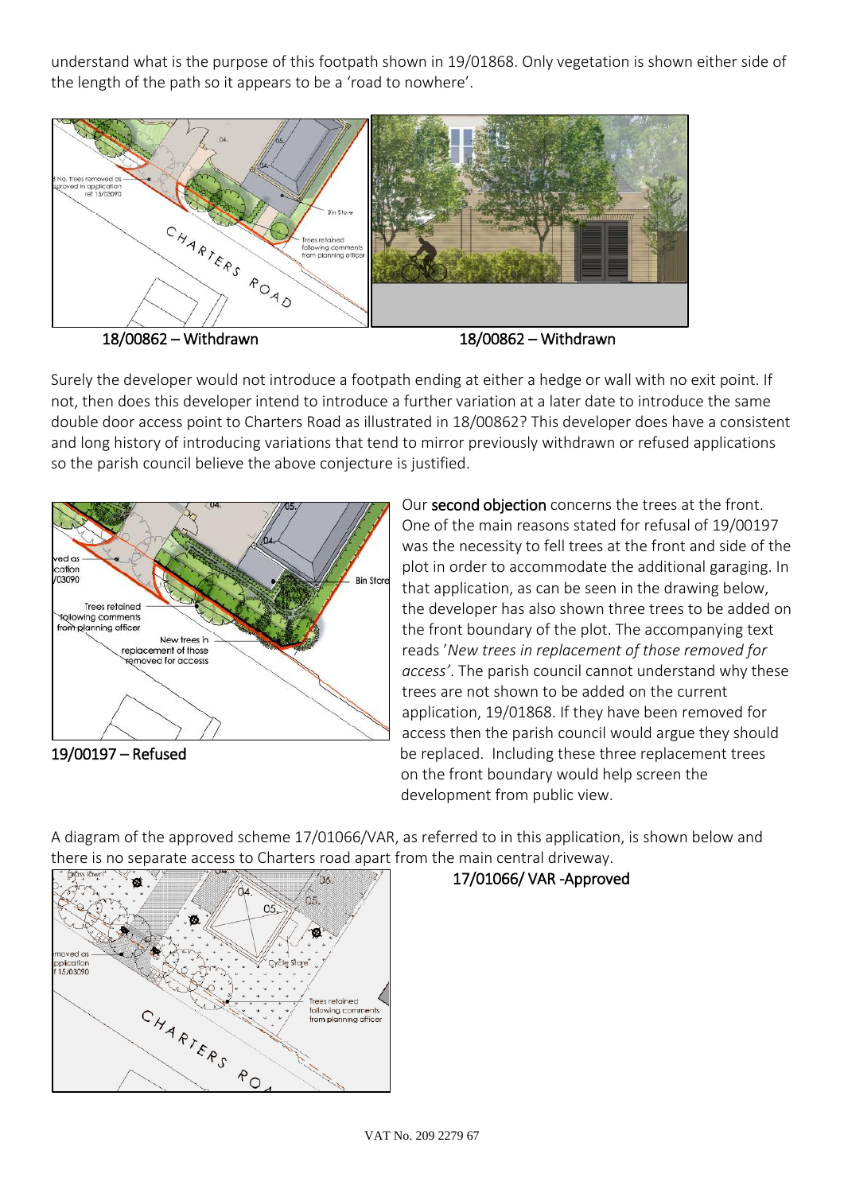understand what is the purpose of this footpath shown in 19/01868. Only vegetation is shown either side of the length of the path so it appears to be a 'road to nowhere'.

18/00862 – Withdrawn

18/00862 – Withdrawn

Surely the developer would not introduce a footpath ending at either a hedge or wall with no exit point. If not, then does this developer intend to introduce a further variation at a later date to introduce the same double door access point to Charters Road as illustrated in 18/00862? This developer does have a consistent and long history of introducing variations that tend to mirror previously withdrawn or refused applications so the parish council believe the above conjecture is justified.

19/00197 – Refused

Our **second objection** concerns the trees at the front. One of the main reasons stated for refusal of 19/00197 was the necessity to fell trees at the front and side of the plot in order to accommodate the additional garaging. In that application, as can be seen in the drawing below, the developer has also shown three trees to be added on the front boundary of the plot. The accompanying text reads '*New trees in replacement of those removed for access*'. The parish council cannot understand why these trees are not shown to be added on the current application, 19/01868. If they have been removed for access then the parish council would argue they should be replaced. Including these three replacement trees on the front boundary would help screen the development from public view.

A diagram of the approved scheme 17/01066/VAR, as referred to in this application, is shown below and there is no separate access to Charters road apart from the main central driveway.

17/01066/ VAR -Approved

VAT No. 209 2279 67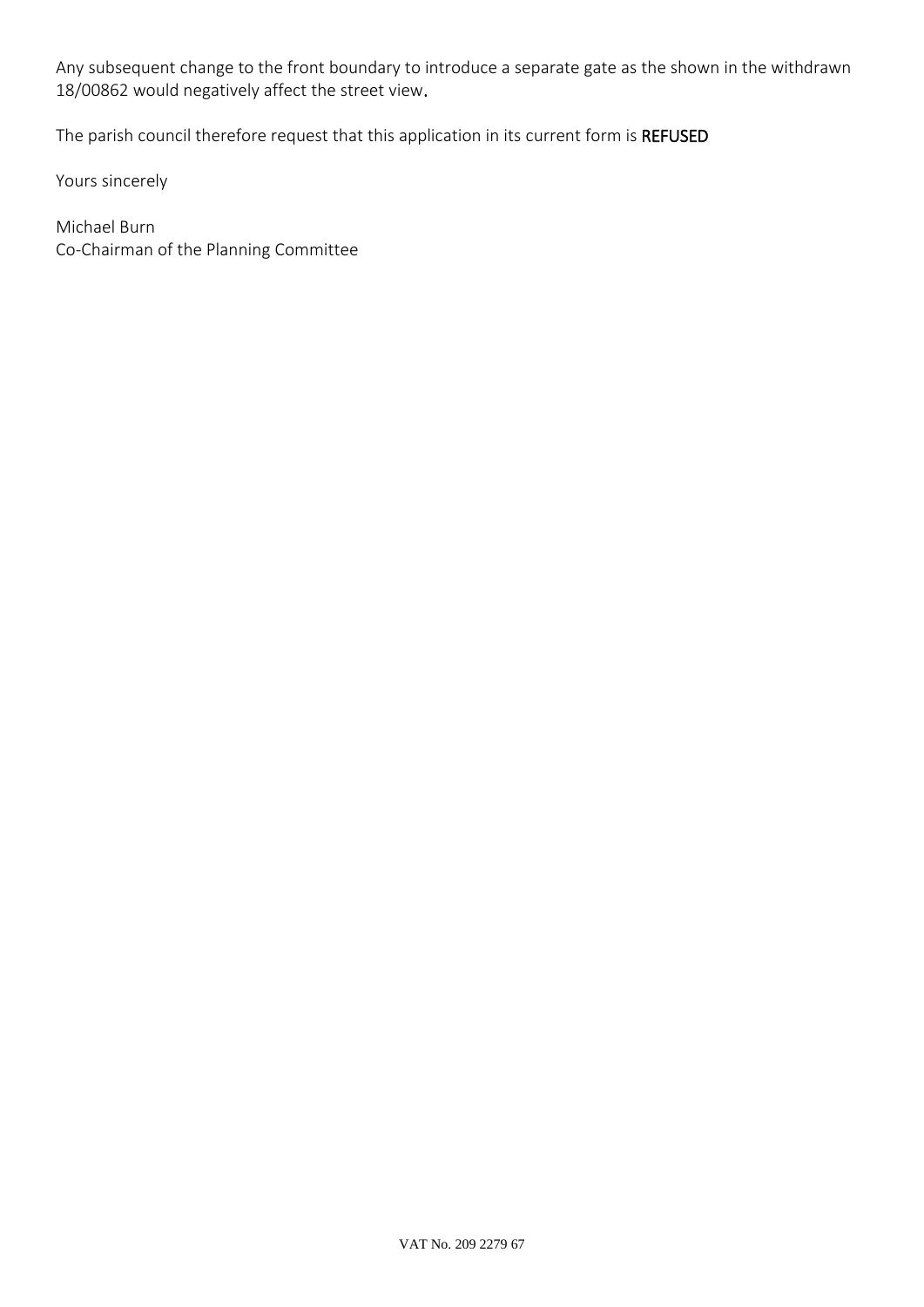Any subsequent change to the front boundary to introduce a separate gate as the shown in the withdrawn 18/00862 would negatively affect the street view.

The parish council therefore request that this application in its current form is **REFUSED**

Yours sincerely

Michael Burn
Co-Chairman of the Planning Committee

VAT No. 209 2279 67